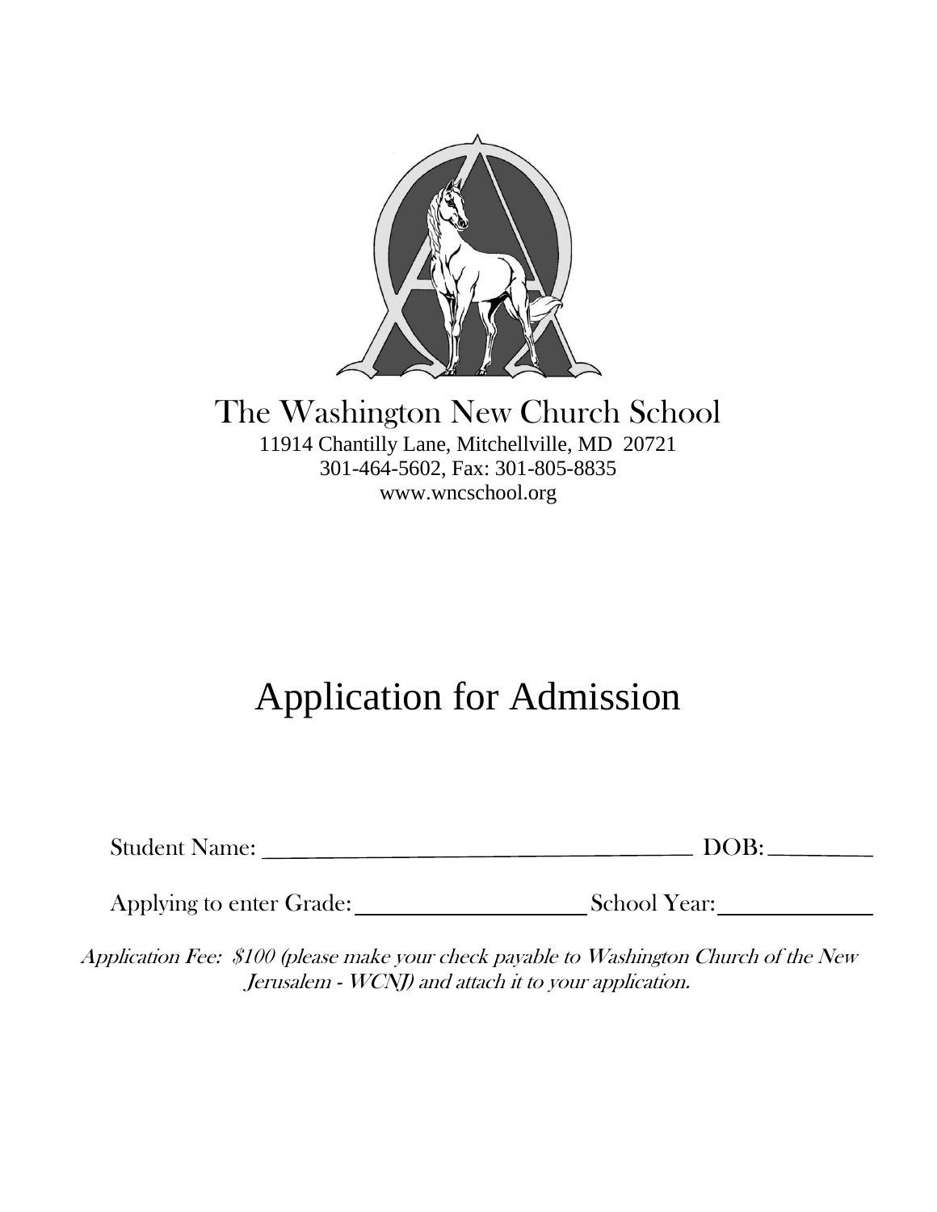# The Washington New Church School

11914 Chantilly Lane, Mitchellville, MD 20721
301-464-5602, Fax: 301-805-8835
www.wncschool.org

# Application for Admission

Student Name: ________________________________________ DOB: __________

Applying to enter Grade: ____________________ School Year: _____________

*Application Fee: $100 (please make your check payable to Washington Church of the New Jerusalem - WCNJ) and attach it to your application.*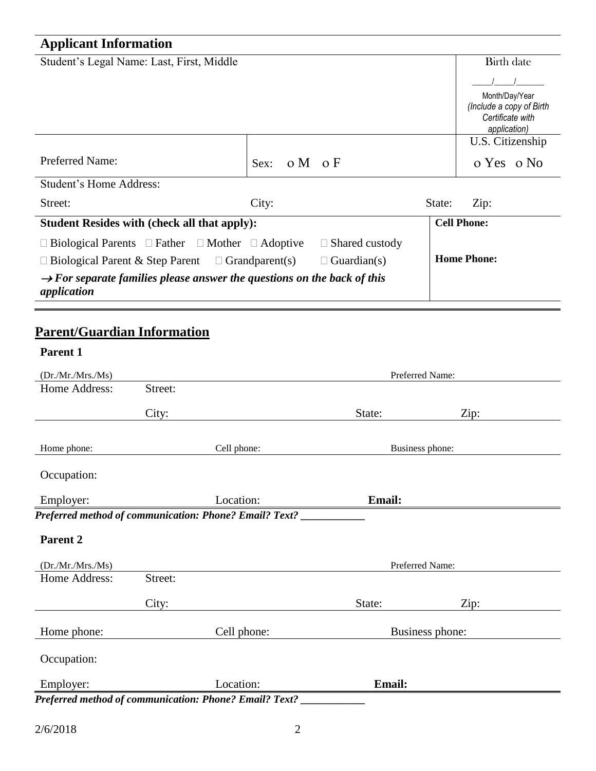## Applicant Information

| Student's Legal Name: Last, First, Middle | | | Birth date<br>____/____/______<br>Month/Day/Year<br>*(Include a copy of Birth Certificate with application)* |
|---|---|---|---|
| Preferred Name: | Sex: o M o F | | U.S. Citizenship<br>o Yes o No |
| Student's Home Address:<br>Street: | City: | State: | Zip: |

| **Student Resides with (check all that apply):** | **Cell Phone:** |
|---|---|
| □ Biological Parents □ Father □ Mother □ Adoptive □ Shared custody | |
| □ Biological Parent & Step Parent □ Grandparent(s) □ Guardian(s) | **Home Phone:** |
| ***→ For separate families please answer the questions on the back of this application*** | |

## Parent/Guardian Information

**Parent 1**

(Dr./Mr./Mrs./Ms) Preferred Name:

Home Address: Street:

City: State: Zip:

Home phone: Cell phone: Business phone:

Occupation:

Employer: Location: **Email:**

***Preferred method of communication: Phone? Email? Text? ___________***

**Parent 2**

(Dr./Mr./Mrs./Ms) Preferred Name:

Home Address: Street:

City: State: Zip:

Home phone: Cell phone: Business phone:

Occupation:

Employer: Location: **Email:**

***Preferred method of communication: Phone? Email? Text? ___________***

2/6/2018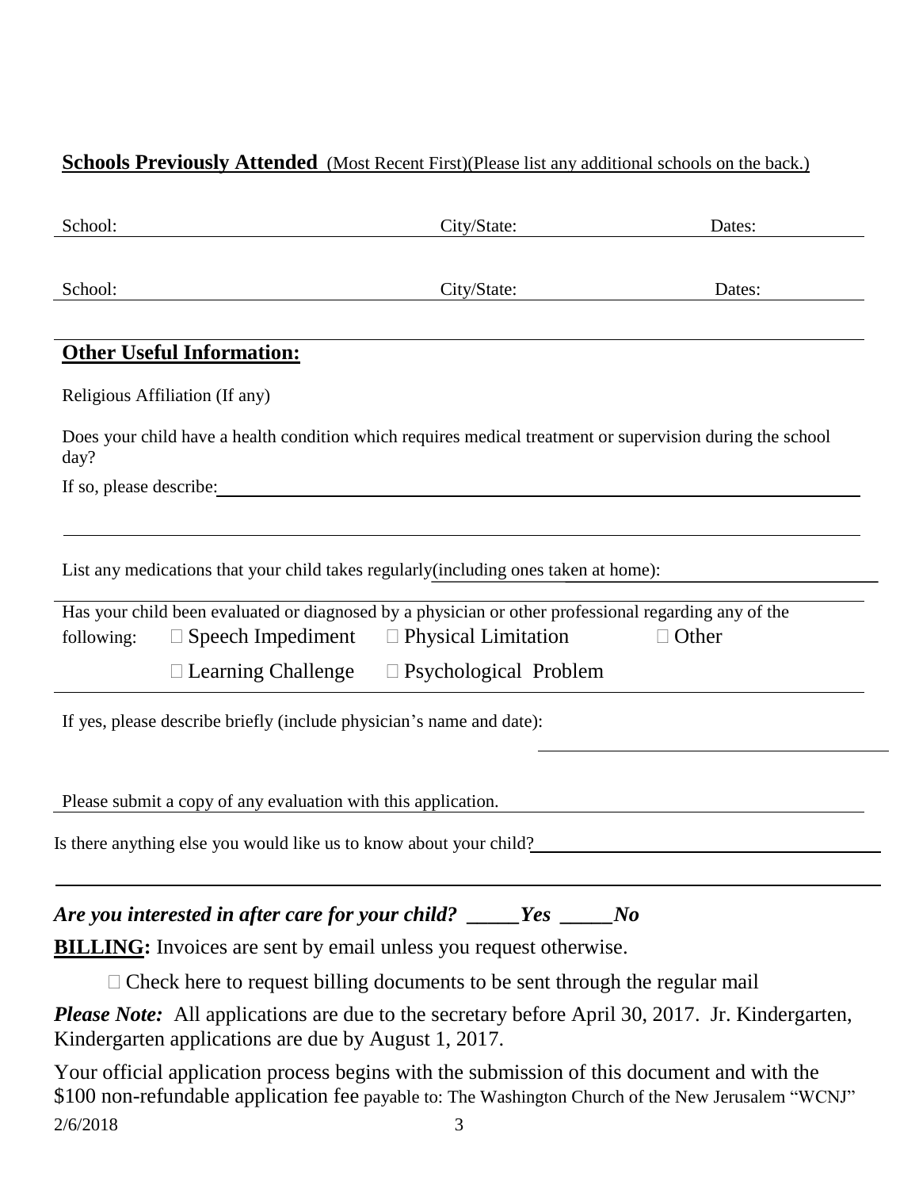**Schools Previously Attended** (Most Recent First)(Please list any additional schools on the back.)

School: ______________________ City/State: ______________________ Dates: ______________

School: ______________________ City/State: ______________________ Dates: ______________

**Other Useful Information:**

Religious Affiliation (If any)

Does your child have a health condition which requires medical treatment or supervision during the school day?

If so, please describe: ______________________________________________

List any medications that your child takes regularly(including ones taken at home): ______________________________________________

Has your child been evaluated or diagnosed by a physician or other professional regarding any of the following:

☐ Speech Impediment ☐ Physical Limitation ☐ Other

☐ Learning Challenge ☐ Psychological Problem

If yes, please describe briefly (include physician's name and date): ______________________________________________

Please submit a copy of any evaluation with this application.

Is there anything else you would like us to know about your child? ______________________________________________

***Are you interested in after care for your child? _____Yes _____No***

**BILLING:** Invoices are sent by email unless you request otherwise.

☐ Check here to request billing documents to be sent through the regular mail

***Please Note:*** All applications are due to the secretary before April 30, 2017. Jr. Kindergarten, Kindergarten applications are due by August 1, 2017.

Your official application process begins with the submission of this document and with the $100 non-refundable application fee payable to: The Washington Church of the New Jerusalem "WCNJ"

2/6/2018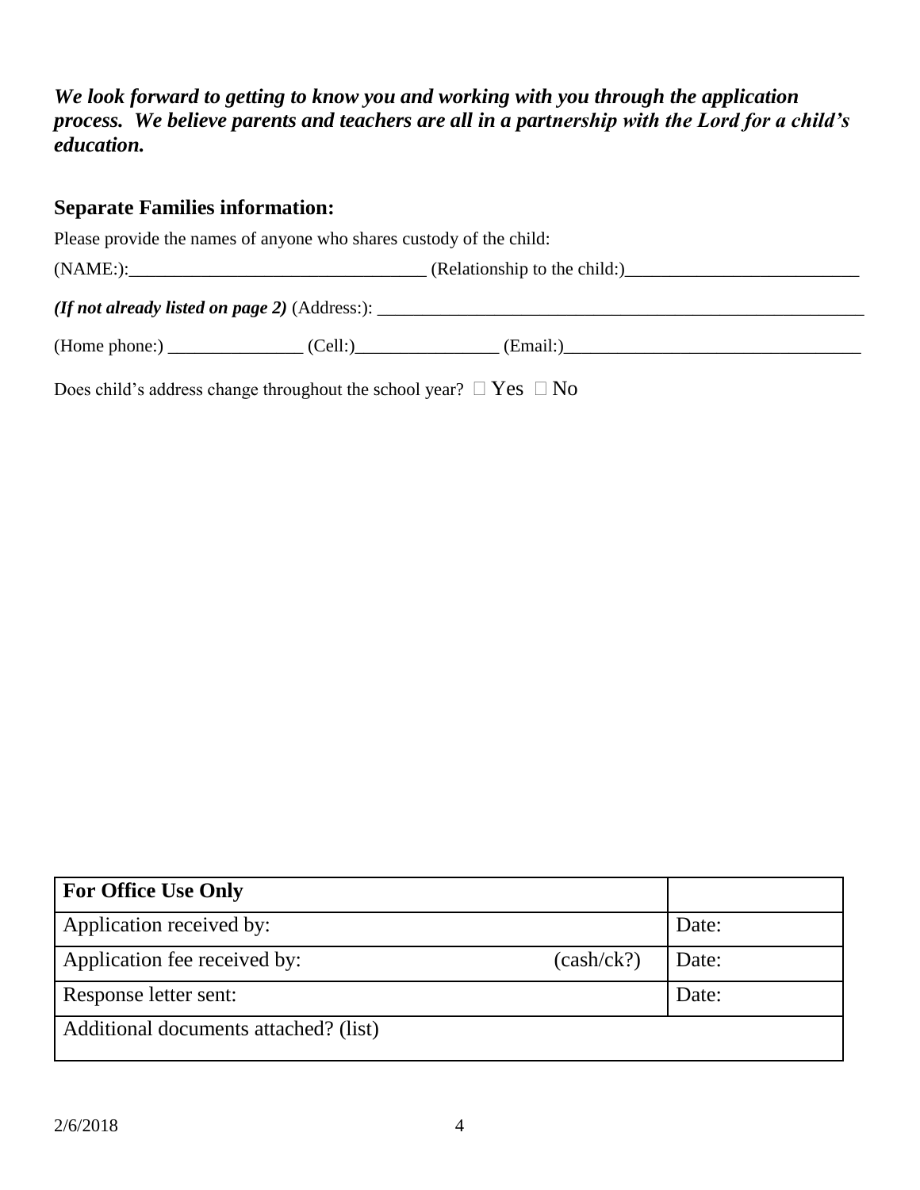***We look forward to getting to know you and working with you through the application process. We believe parents and teachers are all in a partnership with the Lord for a child's education.***

## Separate Families information:

Please provide the names of anyone who shares custody of the child:

(NAME:):_________________________________ (Relationship to the child:)__________________________

***(If not already listed on page 2)*** (Address:): _________________________________________________________

(Home phone:) _______________ (Cell:)________________ (Email:)__________________________________

Does child's address change throughout the school year? ☐ Yes ☐ No

| **For Office Use Only** | | |
|---|---|---|
| Application received by: | | Date: |
| Application fee received by: | (cash/ck?) | Date: |
| Response letter sent: | | Date: |
| Additional documents attached? (list) | | |

2/6/2018